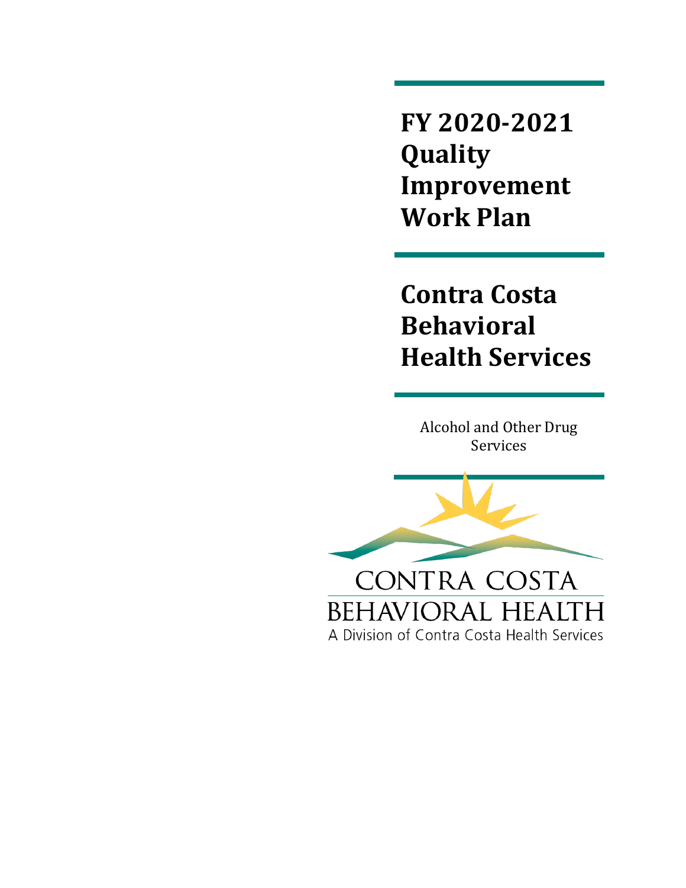# FY 2020-2021 Quality Improvement Work Plan

# Contra Costa Behavioral Health Services

Alcohol and Other Drug Services

CONTRA COSTA
BEHAVIORAL HEALTH
A Division of Contra Costa Health Services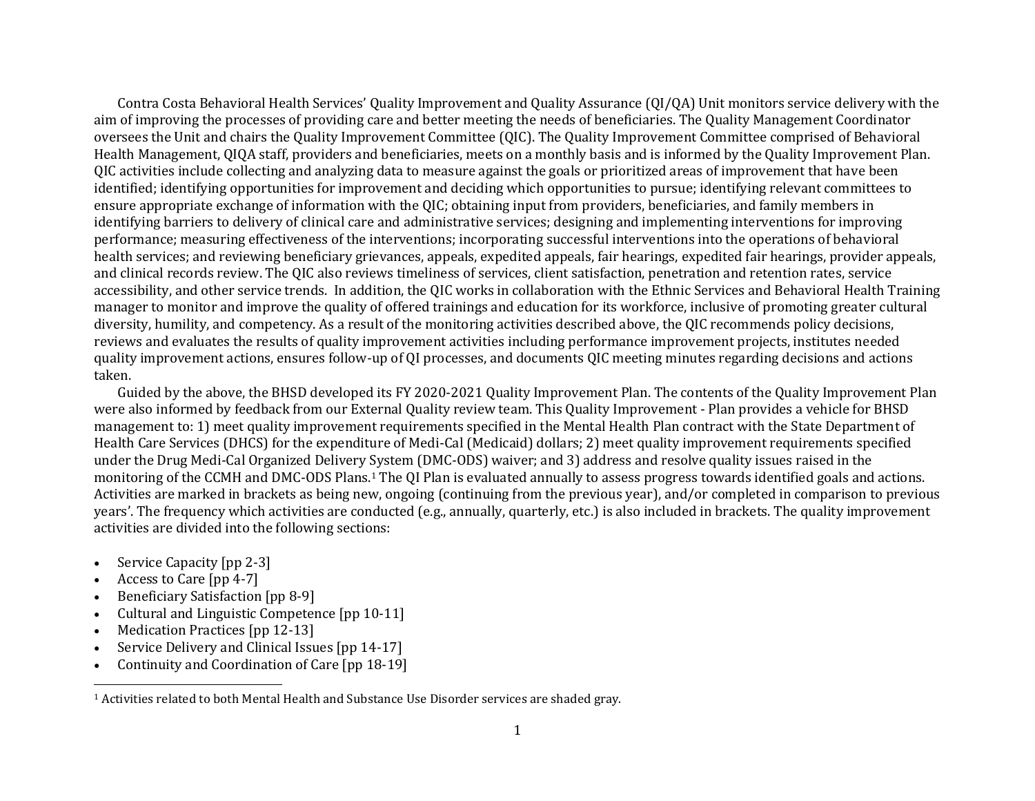Contra Costa Behavioral Health Services' Quality Improvement and Quality Assurance (QI/QA) Unit monitors service delivery with the aim of improving the processes of providing care and better meeting the needs of beneficiaries. The Quality Management Coordinator oversees the Unit and chairs the Quality Improvement Committee (QIC). The Quality Improvement Committee comprised of Behavioral Health Management, QIQA staff, providers and beneficiaries, meets on a monthly basis and is informed by the Quality Improvement Plan. QIC activities include collecting and analyzing data to measure against the goals or prioritized areas of improvement that have been identified; identifying opportunities for improvement and deciding which opportunities to pursue; identifying relevant committees to ensure appropriate exchange of information with the QIC; obtaining input from providers, beneficiaries, and family members in identifying barriers to delivery of clinical care and administrative services; designing and implementing interventions for improving performance; measuring effectiveness of the interventions; incorporating successful interventions into the operations of behavioral health services; and reviewing beneficiary grievances, appeals, expedited appeals, fair hearings, expedited fair hearings, provider appeals, and clinical records review. The QIC also reviews timeliness of services, client satisfaction, penetration and retention rates, service accessibility, and other service trends. In addition, the QIC works in collaboration with the Ethnic Services and Behavioral Health Training manager to monitor and improve the quality of offered trainings and education for its workforce, inclusive of promoting greater cultural diversity, humility, and competency. As a result of the monitoring activities described above, the QIC recommends policy decisions, reviews and evaluates the results of quality improvement activities including performance improvement projects, institutes needed quality improvement actions, ensures follow-up of QI processes, and documents QIC meeting minutes regarding decisions and actions taken.

Guided by the above, the BHSD developed its FY 2020-2021 Quality Improvement Plan. The contents of the Quality Improvement Plan were also informed by feedback from our External Quality review team. This Quality Improvement - Plan provides a vehicle for BHSD management to: 1) meet quality improvement requirements specified in the Mental Health Plan contract with the State Department of Health Care Services (DHCS) for the expenditure of Medi-Cal (Medicaid) dollars; 2) meet quality improvement requirements specified under the Drug Medi-Cal Organized Delivery System (DMC-ODS) waiver; and 3) address and resolve quality issues raised in the monitoring of the CCMH and DMC-ODS Plans.[1] The QI Plan is evaluated annually to assess progress towards identified goals and actions. Activities are marked in brackets as being new, ongoing (continuing from the previous year), and/or completed in comparison to previous years'. The frequency which activities are conducted (e.g., annually, quarterly, etc.) is also included in brackets. The quality improvement activities are divided into the following sections:

- Service Capacity [pp 2-3]
- Access to Care [pp 4-7]
- Beneficiary Satisfaction [pp 8-9]
- Cultural and Linguistic Competence [pp 10-11]
- Medication Practices [pp 12-13]
- Service Delivery and Clinical Issues [pp 14-17]
- Continuity and Coordination of Care [pp 18-19]

[1] Activities related to both Mental Health and Substance Use Disorder services are shaded gray.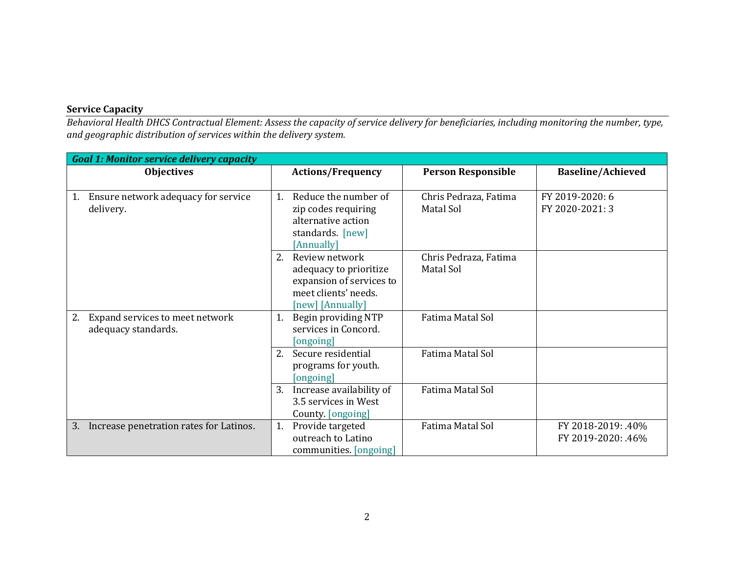**Service Capacity**

*Behavioral Health DHCS Contractual Element: Assess the capacity of service delivery for beneficiaries, including monitoring the number, type, and geographic distribution of services within the delivery system.*

| ***Goal 1: Monitor service delivery capacity*** | | | |
|---|---|---|---|
| **Objectives** | **Actions/Frequency** | **Person Responsible** | **Baseline/Achieved** |
| 1. Ensure network adequacy for service delivery. | 1. Reduce the number of zip codes requiring alternative action standards. [new] [Annually] | Chris Pedraza, Fatima Matal Sol | FY 2019-2020: 6<br>FY 2020-2021: 3 |
| | 2. Review network adequacy to prioritize expansion of services to meet clients' needs. [new] [Annually] | Chris Pedraza, Fatima Matal Sol | |
| 2. Expand services to meet network adequacy standards. | 1. Begin providing NTP services in Concord. [ongoing] | Fatima Matal Sol | |
| | 2. Secure residential programs for youth. [ongoing] | Fatima Matal Sol | |
| | 3. Increase availability of 3.5 services in West County. [ongoing] | Fatima Matal Sol | |
| 3. Increase penetration rates for Latinos. | 1. Provide targeted outreach to Latino communities. [ongoing] | Fatima Matal Sol | FY 2018-2019: .40%<br>FY 2019-2020: .46% |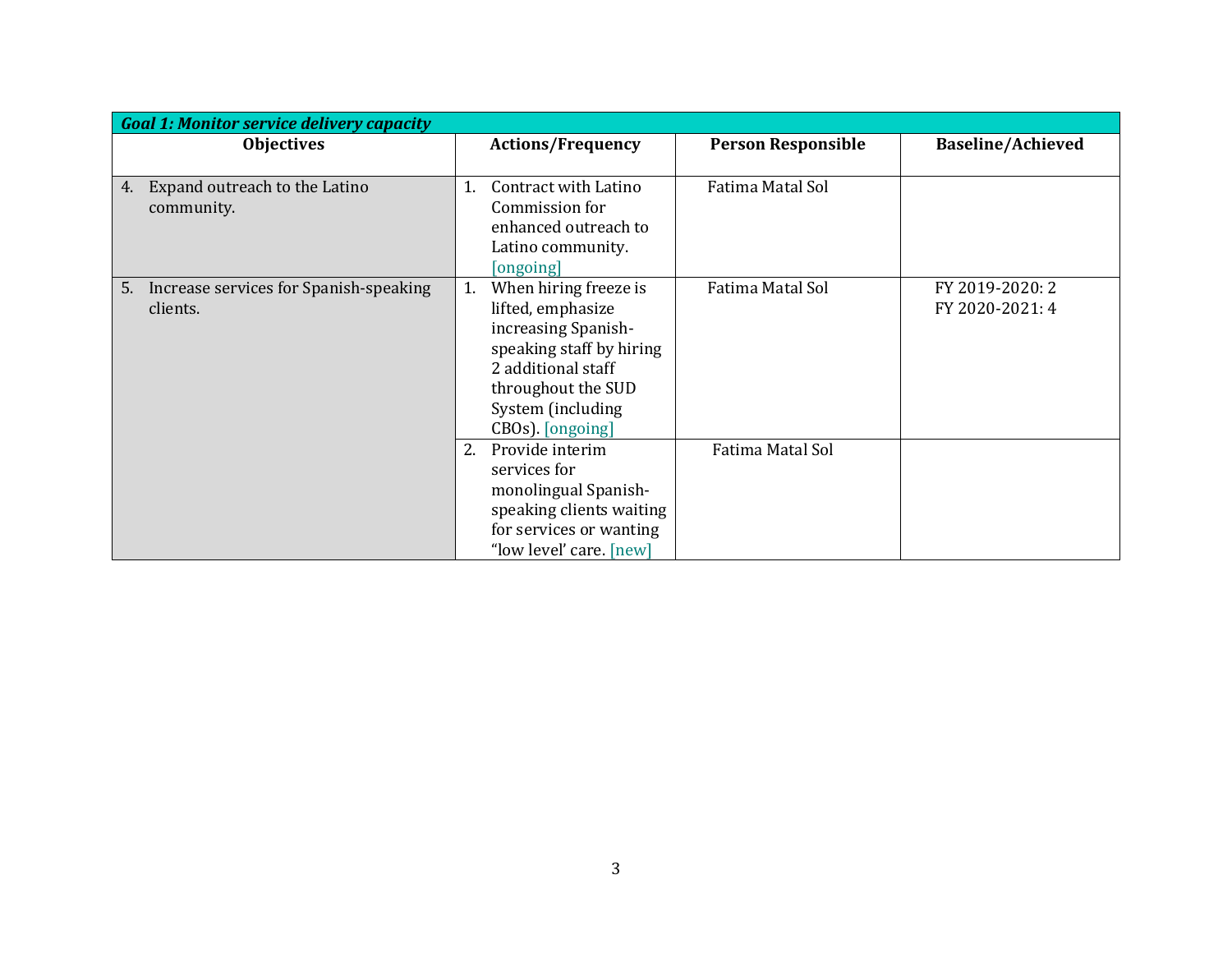| *Goal 1: Monitor service delivery capacity* | | | |
|---|---|---|---|
| **Objectives** | **Actions/Frequency** | **Person Responsible** | **Baseline/Achieved** |
| 4. Expand outreach to the Latino community. | 1. Contract with Latino Commission for enhanced outreach to Latino community. [ongoing] | Fatima Matal Sol | |
| 5. Increase services for Spanish-speaking clients. | 1. When hiring freeze is lifted, emphasize increasing Spanish-speaking staff by hiring 2 additional staff throughout the SUD System (including CBOs). [ongoing] | Fatima Matal Sol | FY 2019-2020: 2<br>FY 2020-2021: 4 |
| | 2. Provide interim services for monolingual Spanish-speaking clients waiting for services or wanting "low level' care. [new] | Fatima Matal Sol | |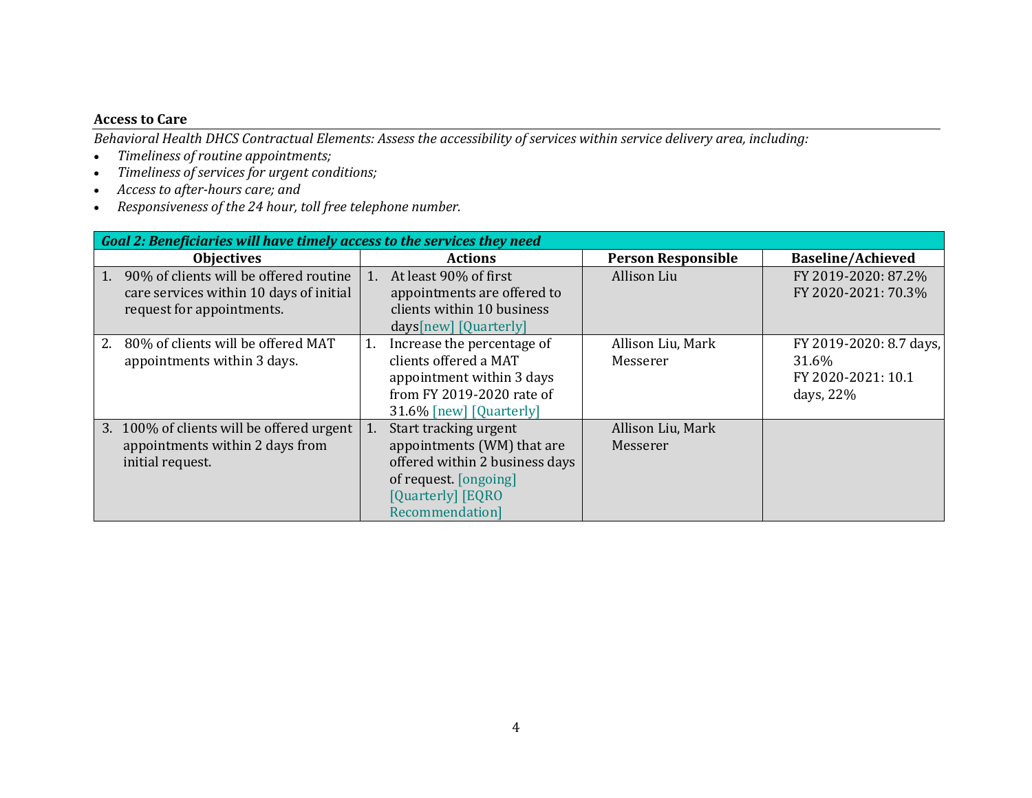**Access to Care**

*Behavioral Health DHCS Contractual Elements: Assess the accessibility of services within service delivery area, including:*

- *Timeliness of routine appointments;*
- *Timeliness of services for urgent conditions;*
- *Access to after-hours care; and*
- *Responsiveness of the 24 hour, toll free telephone number.*

| ***Goal 2: Beneficiaries will have timely access to the services they need*** | | | |
|---|---|---|---|
| **Objectives** | **Actions** | **Person Responsible** | **Baseline/Achieved** |
| 1. 90% of clients will be offered routine care services within 10 days of initial request for appointments. | 1. At least 90% of first appointments are offered to clients within 10 business days[new] [Quarterly] | Allison Liu | FY 2019-2020: 87.2%<br>FY 2020-2021: 70.3% |
| 2. 80% of clients will be offered MAT appointments within 3 days. | 1. Increase the percentage of clients offered a MAT appointment within 3 days from FY 2019-2020 rate of 31.6% [new] [Quarterly] | Allison Liu, Mark Messerer | FY 2019-2020: 8.7 days, 31.6%<br>FY 2020-2021: 10.1 days, 22% |
| 3. 100% of clients will be offered urgent appointments within 2 days from initial request. | 1. Start tracking urgent appointments (WM) that are offered within 2 business days of request. [ongoing] [Quarterly] [EQRO Recommendation] | Allison Liu, Mark Messerer | |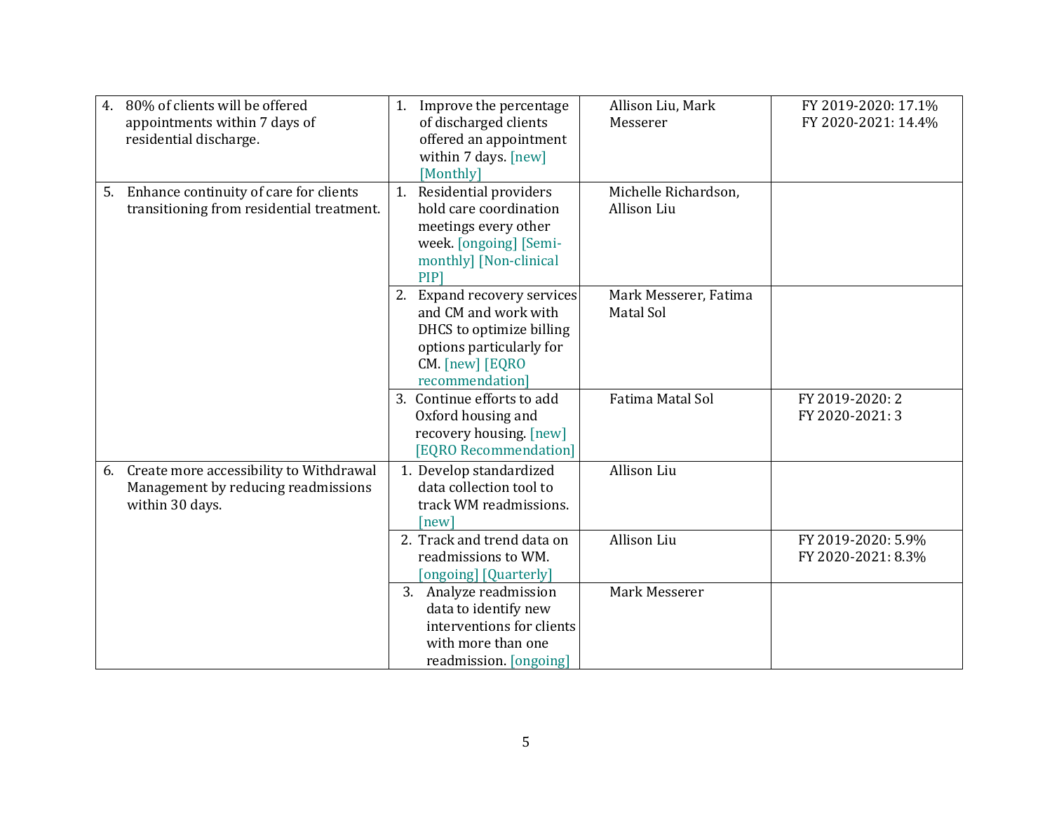| | | | |
|---|---|---|---|
| 4. 80% of clients will be offered appointments within 7 days of residential discharge. | 1. Improve the percentage of discharged clients offered an appointment within 7 days. [new] [Monthly] | Allison Liu, Mark Messerer | FY 2019-2020: 17.1%<br>FY 2020-2021: 14.4% |
| 5. Enhance continuity of care for clients transitioning from residential treatment. | 1. Residential providers hold care coordination meetings every other week. [ongoing] [Semi-monthly] [Non-clinical PIP] | Michelle Richardson, Allison Liu | |
| | 2. Expand recovery services and CM and work with DHCS to optimize billing options particularly for CM. [new] [EQRO recommendation] | Mark Messerer, Fatima Matal Sol | |
| | 3. Continue efforts to add Oxford housing and recovery housing. [new] [EQRO Recommendation] | Fatima Matal Sol | FY 2019-2020: 2<br>FY 2020-2021: 3 |
| 6. Create more accessibility to Withdrawal Management by reducing readmissions within 30 days. | 1. Develop standardized data collection tool to track WM readmissions. [new] | Allison Liu | |
| | 2. Track and trend data on readmissions to WM. [ongoing] [Quarterly] | Allison Liu | FY 2019-2020: 5.9%<br>FY 2020-2021: 8.3% |
| | 3. Analyze readmission data to identify new interventions for clients with more than one readmission. [ongoing] | Mark Messerer | |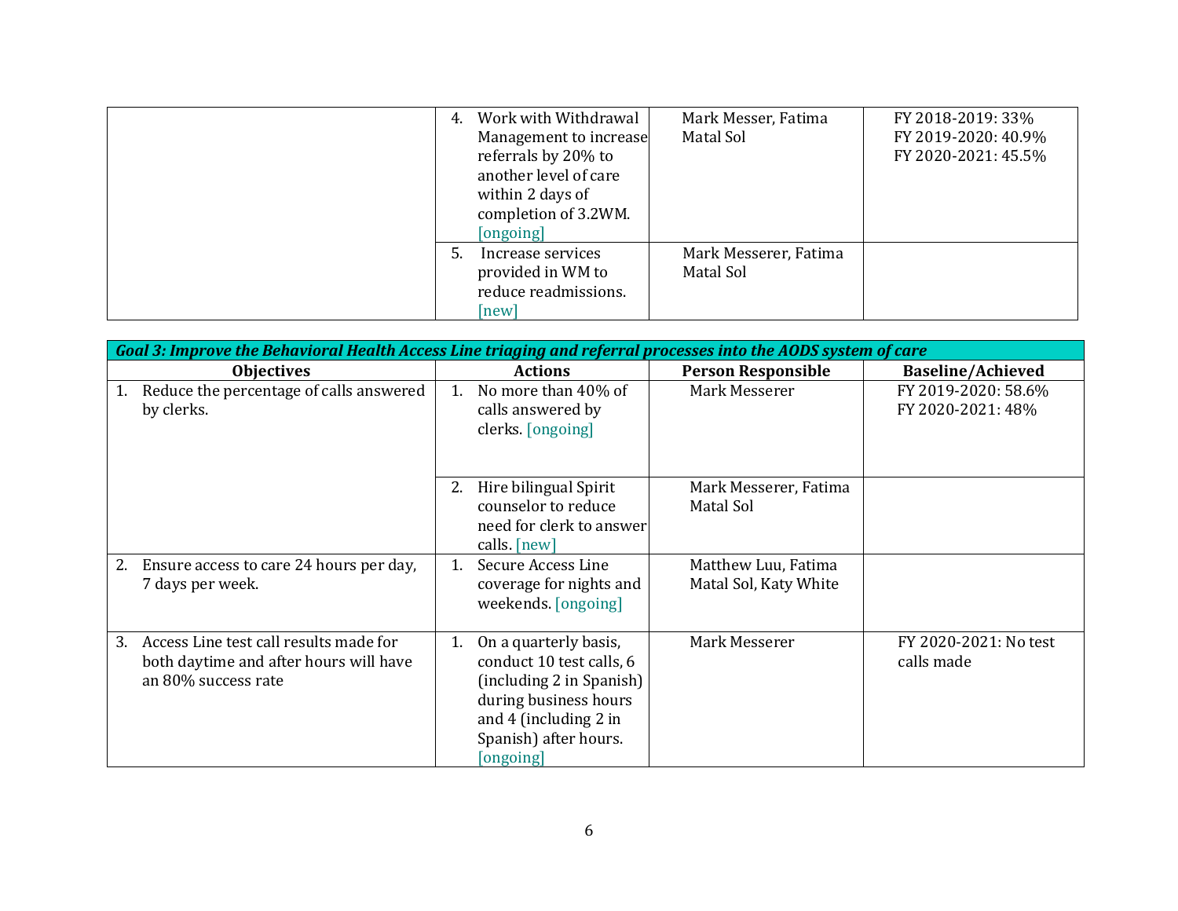| | | | |
|---|---|---|---|
| | 4. Work with Withdrawal Management to increase referrals by 20% to another level of care within 2 days of completion of 3.2WM. [ongoing] | Mark Messer, Fatima Matal Sol | FY 2018-2019: 33%<br>FY 2019-2020: 40.9%<br>FY 2020-2021: 45.5% |
| | 5. Increase services provided in WM to reduce readmissions. [new] | Mark Messerer, Fatima Matal Sol | |

| ***Goal 3: Improve the Behavioral Health Access Line triaging and referral processes into the AODS system of care*** | | | |
|---|---|---|---|
| **Objectives** | **Actions** | **Person Responsible** | **Baseline/Achieved** |
| 1. Reduce the percentage of calls answered by clerks. | 1. No more than 40% of calls answered by clerks. [ongoing] | Mark Messerer | FY 2019-2020: 58.6%<br>FY 2020-2021: 48% |
| | 2. Hire bilingual Spirit counselor to reduce need for clerk to answer calls. [new] | Mark Messerer, Fatima Matal Sol | |
| 2. Ensure access to care 24 hours per day, 7 days per week. | 1. Secure Access Line coverage for nights and weekends. [ongoing] | Matthew Luu, Fatima Matal Sol, Katy White | |
| 3. Access Line test call results made for both daytime and after hours will have an 80% success rate | 1. On a quarterly basis, conduct 10 test calls, 6 (including 2 in Spanish) during business hours and 4 (including 2 in Spanish) after hours. [ongoing] | Mark Messerer | FY 2020-2021: No test calls made |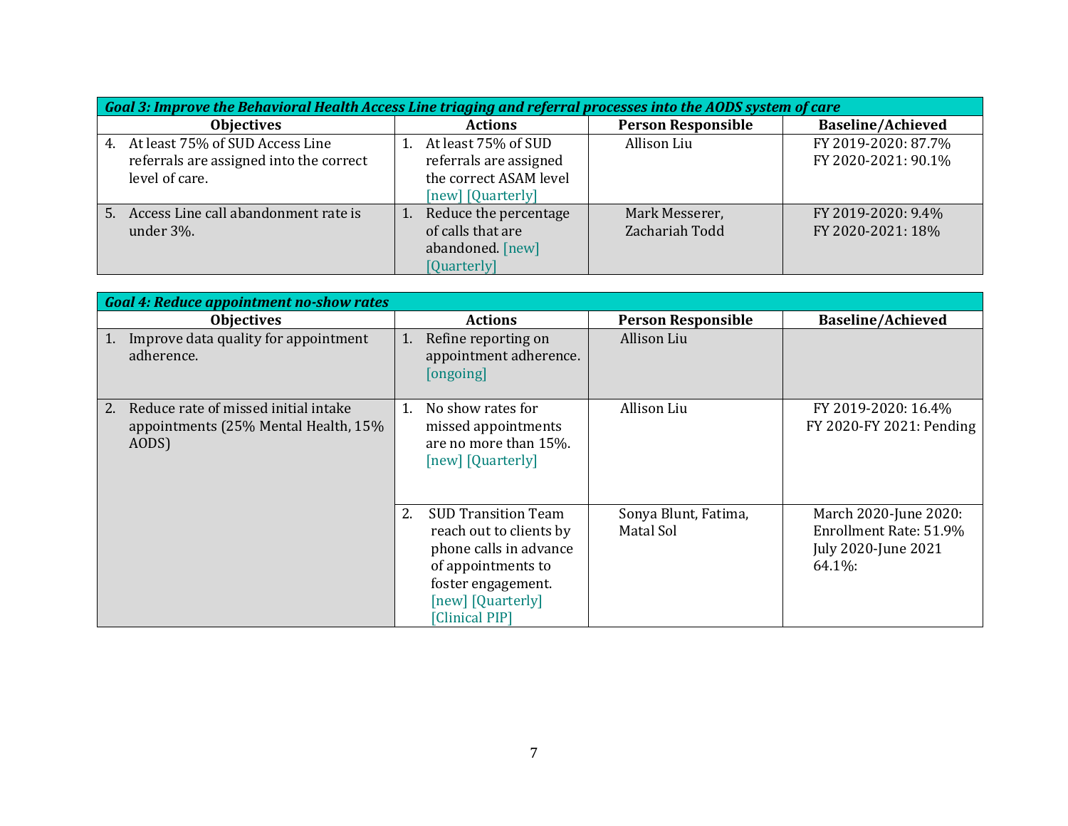| Goal 3: Improve the Behavioral Health Access Line triaging and referral processes into the AODS system of care | | | |
|---|---|---|---|
| **Objectives** | **Actions** | **Person Responsible** | **Baseline/Achieved** |
| 4. At least 75% of SUD Access Line referrals are assigned into the correct level of care. | 1. At least 75% of SUD referrals are assigned the correct ASAM level [new] [Quarterly] | Allison Liu | FY 2019-2020: 87.7%<br>FY 2020-2021: 90.1% |
| 5. Access Line call abandonment rate is under 3%. | 1. Reduce the percentage of calls that are abandoned. [new] [Quarterly] | Mark Messerer, Zachariah Todd | FY 2019-2020: 9.4%<br>FY 2020-2021: 18% |

| Goal 4: Reduce appointment no-show rates | | | |
|---|---|---|---|
| **Objectives** | **Actions** | **Person Responsible** | **Baseline/Achieved** |
| 1. Improve data quality for appointment adherence. | 1. Refine reporting on appointment adherence. [ongoing] | Allison Liu | |
| 2. Reduce rate of missed initial intake appointments (25% Mental Health, 15% AODS) | 1. No show rates for missed appointments are no more than 15%. [new] [Quarterly] | Allison Liu | FY 2019-2020: 16.4%<br>FY 2020-FY 2021: Pending |
| | 2. SUD Transition Team reach out to clients by phone calls in advance of appointments to foster engagement. [new] [Quarterly] [Clinical PIP] | Sonya Blunt, Fatima, Matal Sol | March 2020-June 2020: Enrollment Rate: 51.9%<br>July 2020-June 2021 64.1%: |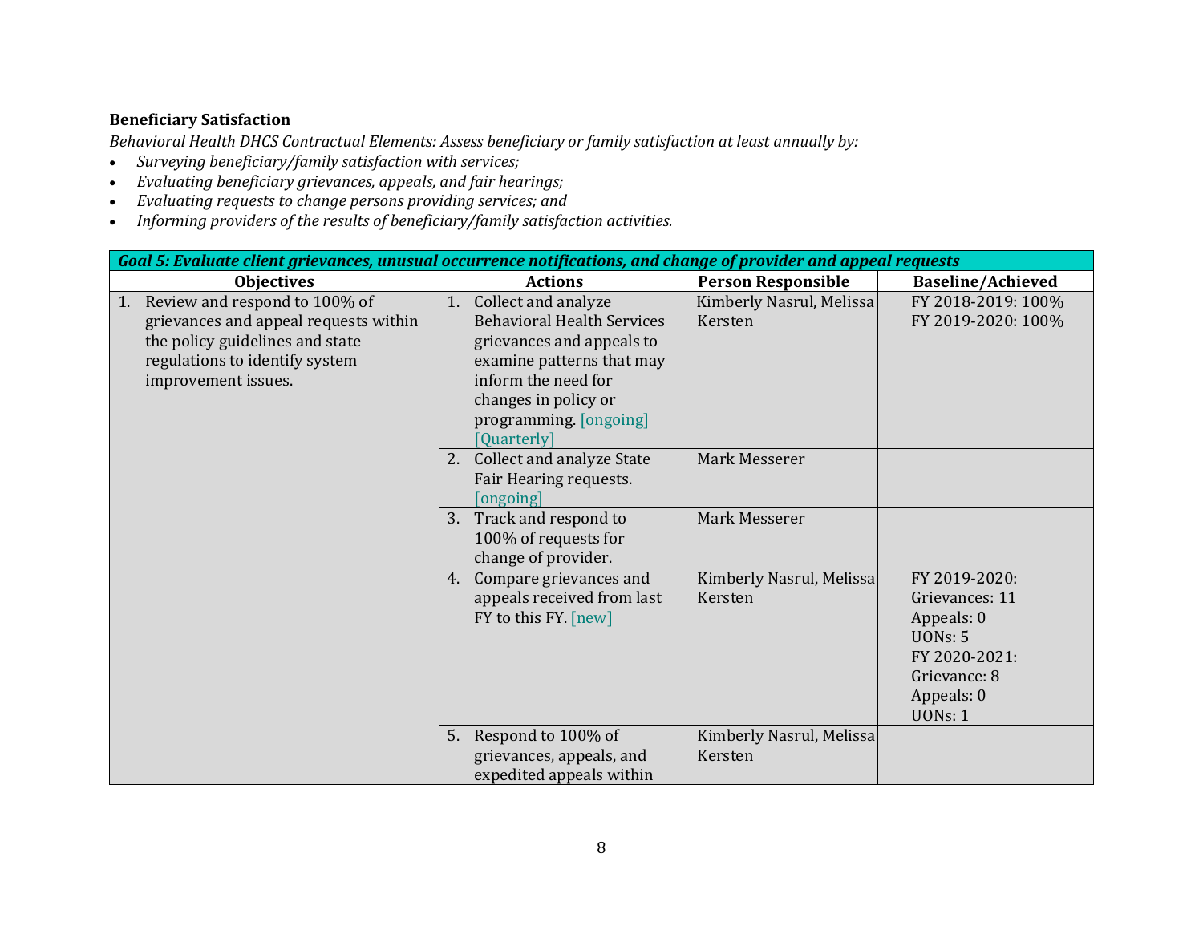**Beneficiary Satisfaction**

*Behavioral Health DHCS Contractual Elements: Assess beneficiary or family satisfaction at least annually by:*

- *Surveying beneficiary//family satisfaction with services;*
- *Evaluating beneficiary grievances, appeals, and fair hearings;*
- *Evaluating requests to change persons providing services; and*
- *Informing providers of the results of beneficiary//family satisfaction activities.*

| ***Goal 5: Evaluate client grievances, unusual occurrence notifications, and change of provider and appeal requests*** | | | |
|---|---|---|---|
| **Objectives** | **Actions** | **Person Responsible** | **Baseline/Achieved** |
| 1. Review and respond to 100% of grievances and appeal requests within the policy guidelines and state regulations to identify system improvement issues. | 1. Collect and analyze Behavioral Health Services grievances and appeals to examine patterns that may inform the need for changes in policy or programming. [ongoing] [Quarterly] | Kimberly Nasrul, Melissa Kersten | FY 2018-2019: 100%<br>FY 2019-2020: 100% |
| | 2. Collect and analyze State Fair Hearing requests. [ongoing] | Mark Messerer | |
| | 3. Track and respond to 100% of requests for change of provider. | Mark Messerer | |
| | 4. Compare grievances and appeals received from last FY to this FY. [new] | Kimberly Nasrul, Melissa Kersten | FY 2019-2020:<br>Grievances: 11<br>Appeals: 0<br>UONs: 5<br>FY 2020-2021:<br>Grievance: 8<br>Appeals: 0<br>UONs: 1 |
| | 5. Respond to 100% of grievances, appeals, and expedited appeals within | Kimberly Nasrul, Melissa Kersten | |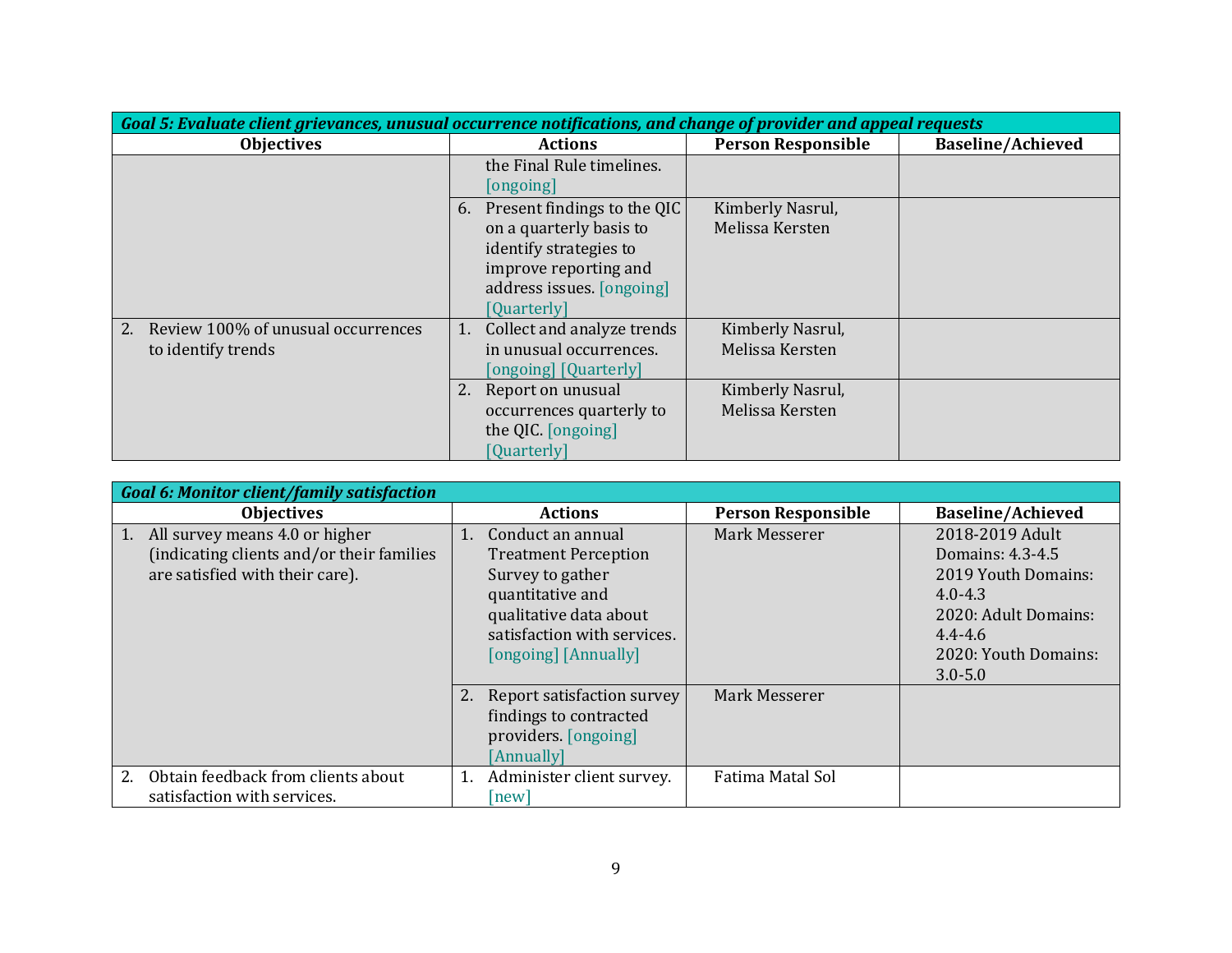| Goal 5: Evaluate client grievances, unusual occurrence notifications, and change of provider and appeal requests | | | |
|---|---|---|---|
| **Objectives** | **Actions** | **Person Responsible** | **Baseline/Achieved** |
| | the Final Rule timelines. [ongoing] | | |
| | 6. Present findings to the QIC on a quarterly basis to identify strategies to improve reporting and address issues. [ongoing] [Quarterly] | Kimberly Nasrul, Melissa Kersten | |
| 2. Review 100% of unusual occurrences to identify trends | 1. Collect and analyze trends in unusual occurrences. [ongoing] [Quarterly] | Kimberly Nasrul, Melissa Kersten | |
| | 2. Report on unusual occurrences quarterly to the QIC. [ongoing] [Quarterly] | Kimberly Nasrul, Melissa Kersten | |

| Goal 6: Monitor client/family satisfaction | | | |
|---|---|---|---|
| **Objectives** | **Actions** | **Person Responsible** | **Baseline/Achieved** |
| 1. All survey means 4.0 or higher (indicating clients and/or their families are satisfied with their care). | 1. Conduct an annual Treatment Perception Survey to gather quantitative and qualitative data about satisfaction with services. [ongoing] [Annually] | Mark Messerer | 2018-2019 Adult Domains: 4.3-4.5<br>2019 Youth Domains: 4.0-4.3<br>2020: Adult Domains: 4.4-4.6<br>2020: Youth Domains: 3.0-5.0 |
| | 2. Report satisfaction survey findings to contracted providers. [ongoing] [Annually] | Mark Messerer | |
| 2. Obtain feedback from clients about satisfaction with services. | 1. Administer client survey. [new] | Fatima Matal Sol | |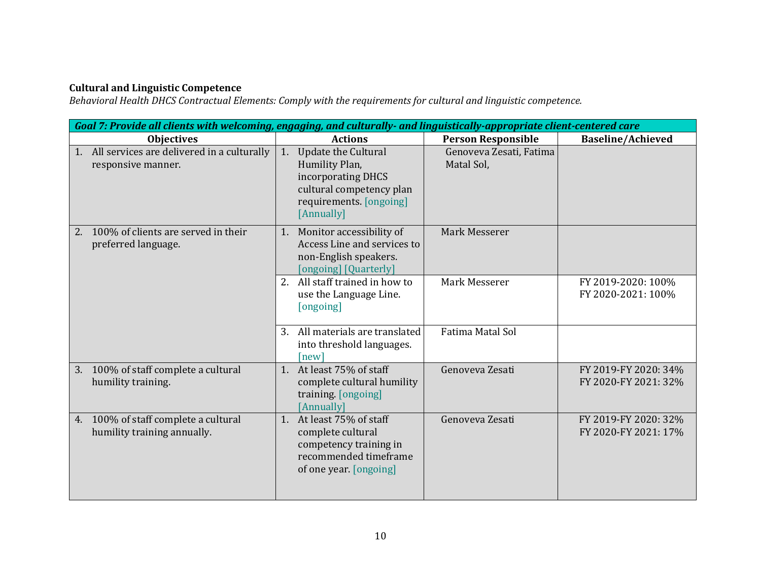**Cultural and Linguistic Competence**

*Behavioral Health DHCS Contractual Elements: Comply with the requirements for cultural and linguistic competence.*

| ***Goal 7: Provide all clients with welcoming, engaging, and culturally- and linguistically-appropriate client-centered care*** | | | |
|---|---|---|---|
| **Objectives** | **Actions** | **Person Responsible** | **Baseline/Achieved** |
| 1. All services are delivered in a culturally responsive manner. | 1. Update the Cultural Humility Plan, incorporating DHCS cultural competency plan requirements. [ongoing] [Annually] | Genoveva Zesati, Fatima Matal Sol, | |
| 2. 100% of clients are served in their preferred language. | 1. Monitor accessibility of Access Line and services to non-English speakers. [ongoing] [Quarterly] | Mark Messerer | |
| | 2. All staff trained in how to use the Language Line. [ongoing] | Mark Messerer | FY 2019-2020: 100%<br>FY 2020-2021: 100% |
| | 3. All materials are translated into threshold languages. [new] | Fatima Matal Sol | |
| 3. 100% of staff complete a cultural humility training. | 1. At least 75% of staff complete cultural humility training. [ongoing] [Annually] | Genoveva Zesati | FY 2019-FY 2020: 34%<br>FY 2020-FY 2021: 32% |
| 4. 100% of staff complete a cultural humility training annually. | 1. At least 75% of staff complete cultural competency training in recommended timeframe of one year. [ongoing] | Genoveva Zesati | FY 2019-FY 2020: 32%<br>FY 2020-FY 2021: 17% |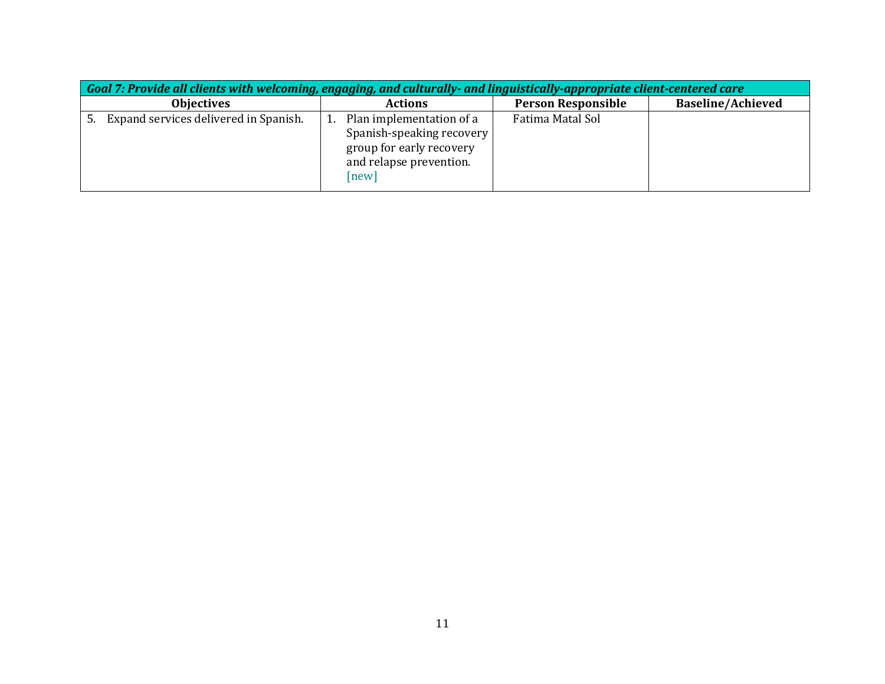| *Goal 7: Provide all clients with welcoming, engaging, and culturally- and linguistically-appropriate client-centered care* | | | |
|---|---|---|---|
| **Objectives** | **Actions** | **Person Responsible** | **Baseline/Achieved** |
| 5. Expand services delivered in Spanish. | 1. Plan implementation of a Spanish-speaking recovery group for early recovery and relapse prevention. [new] | Fatima Matal Sol | |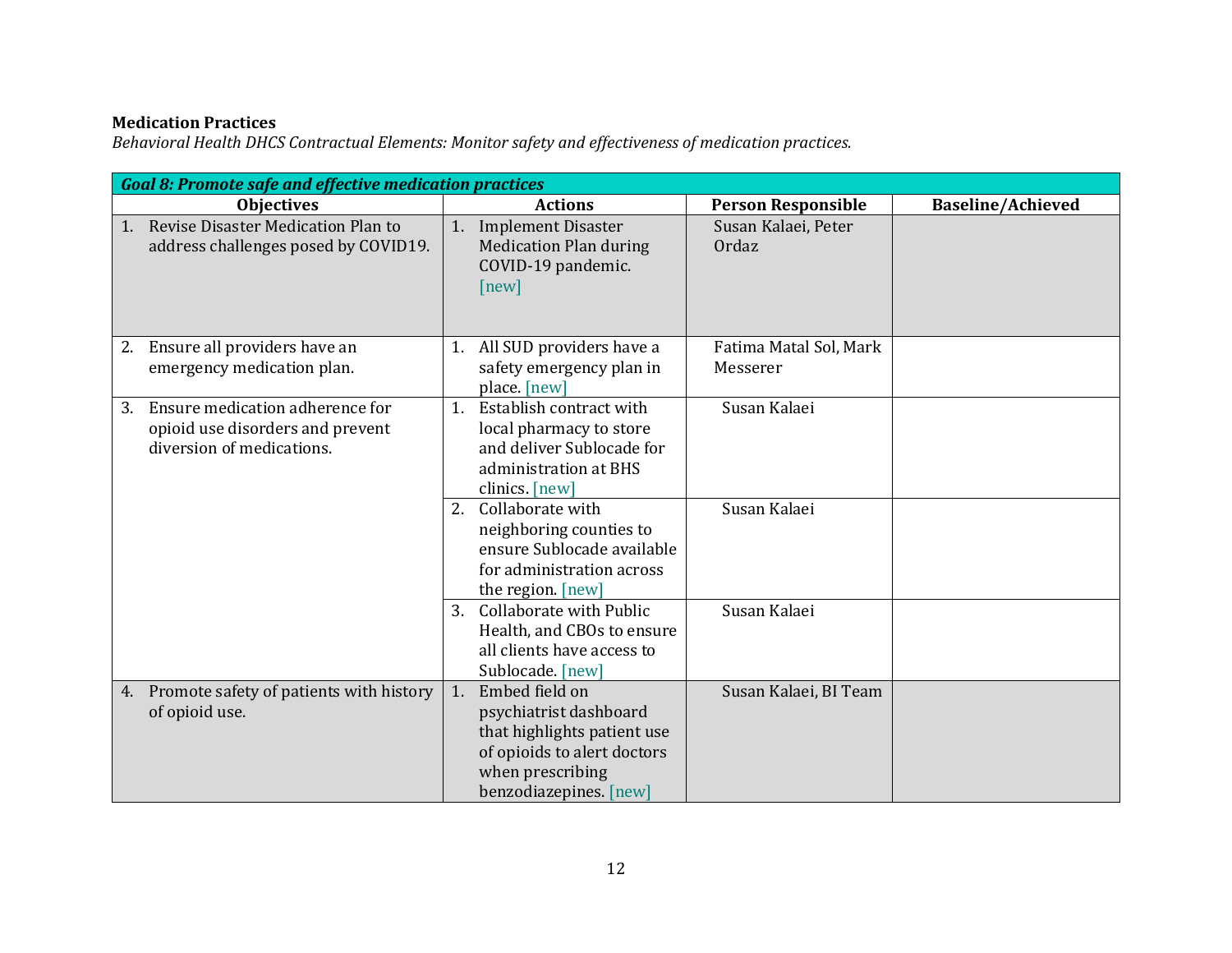**Medication Practices**

*Behavioral Health DHCS Contractual Elements: Monitor safety and effectiveness of medication practices.*

| ***Goal 8: Promote safe and effective medication practices*** | | | |
|---|---|---|---|
| **Objectives** | **Actions** | **Person Responsible** | **Baseline/Achieved** |
| 1. Revise Disaster Medication Plan to address challenges posed by COVID19. | 1. Implement Disaster Medication Plan during COVID-19 pandemic. [new] | Susan Kalaei, Peter Ordaz | |
| 2. Ensure all providers have an emergency medication plan. | 1. All SUD providers have a safety emergency plan in place. [new] | Fatima Matal Sol, Mark Messerer | |
| 3. Ensure medication adherence for opioid use disorders and prevent diversion of medications. | 1. Establish contract with local pharmacy to store and deliver Sublocade for administration at BHS clinics. [new] | Susan Kalaei | |
| | 2. Collaborate with neighboring counties to ensure Sublocade available for administration across the region. [new] | Susan Kalaei | |
| | 3. Collaborate with Public Health, and CBOs to ensure all clients have access to Sublocade. [new] | Susan Kalaei | |
| 4. Promote safety of patients with history of opioid use. | 1. Embed field on psychiatrist dashboard that highlights patient use of opioids to alert doctors when prescribing benzodiazepines. [new] | Susan Kalaei, BI Team | |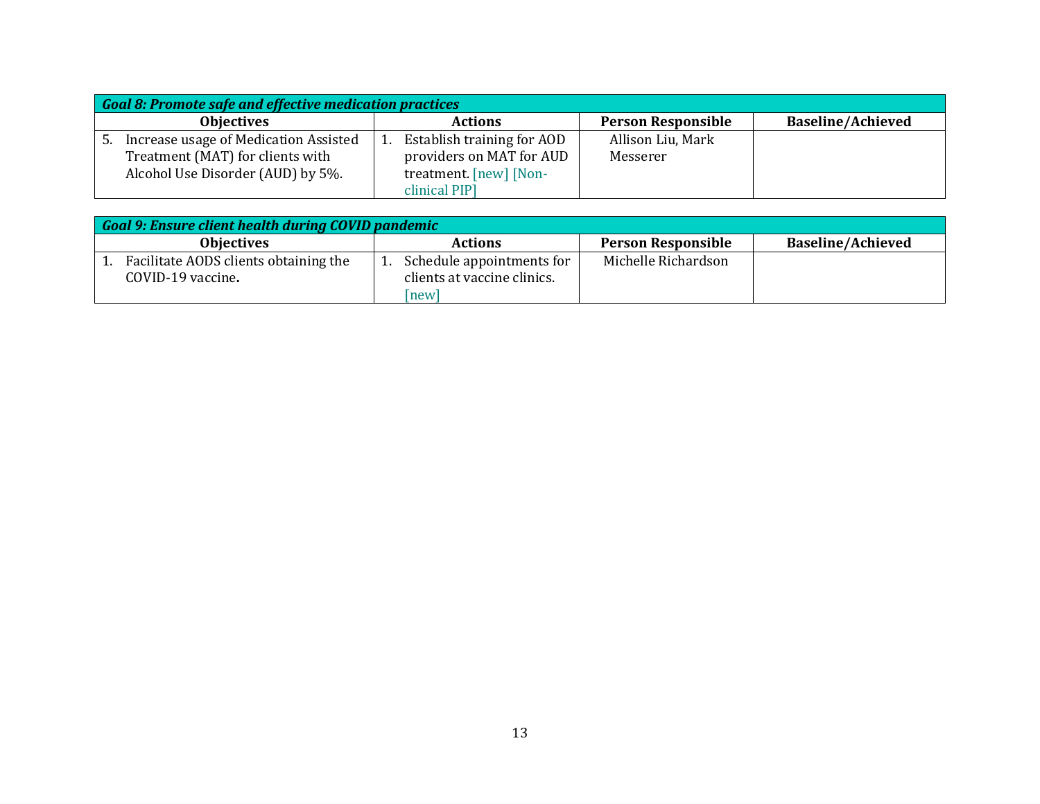| *Goal 8: Promote safe and effective medication practices* | | | |
|---|---|---|---|
| **Objectives** | **Actions** | **Person Responsible** | **Baseline/Achieved** |
| 5. Increase usage of Medication Assisted Treatment (MAT) for clients with Alcohol Use Disorder (AUD) by 5%. | 1. Establish training for AOD providers on MAT for AUD treatment. [new] [Non-clinical PIP] | Allison Liu, Mark Messerer | |

| *Goal 9: Ensure client health during COVID pandemic* | | | |
|---|---|---|---|
| **Objectives** | **Actions** | **Person Responsible** | **Baseline/Achieved** |
| 1. Facilitate AODS clients obtaining the COVID-19 vaccine**.** | 1. Schedule appointments for clients at vaccine clinics. [new] | Michelle Richardson | |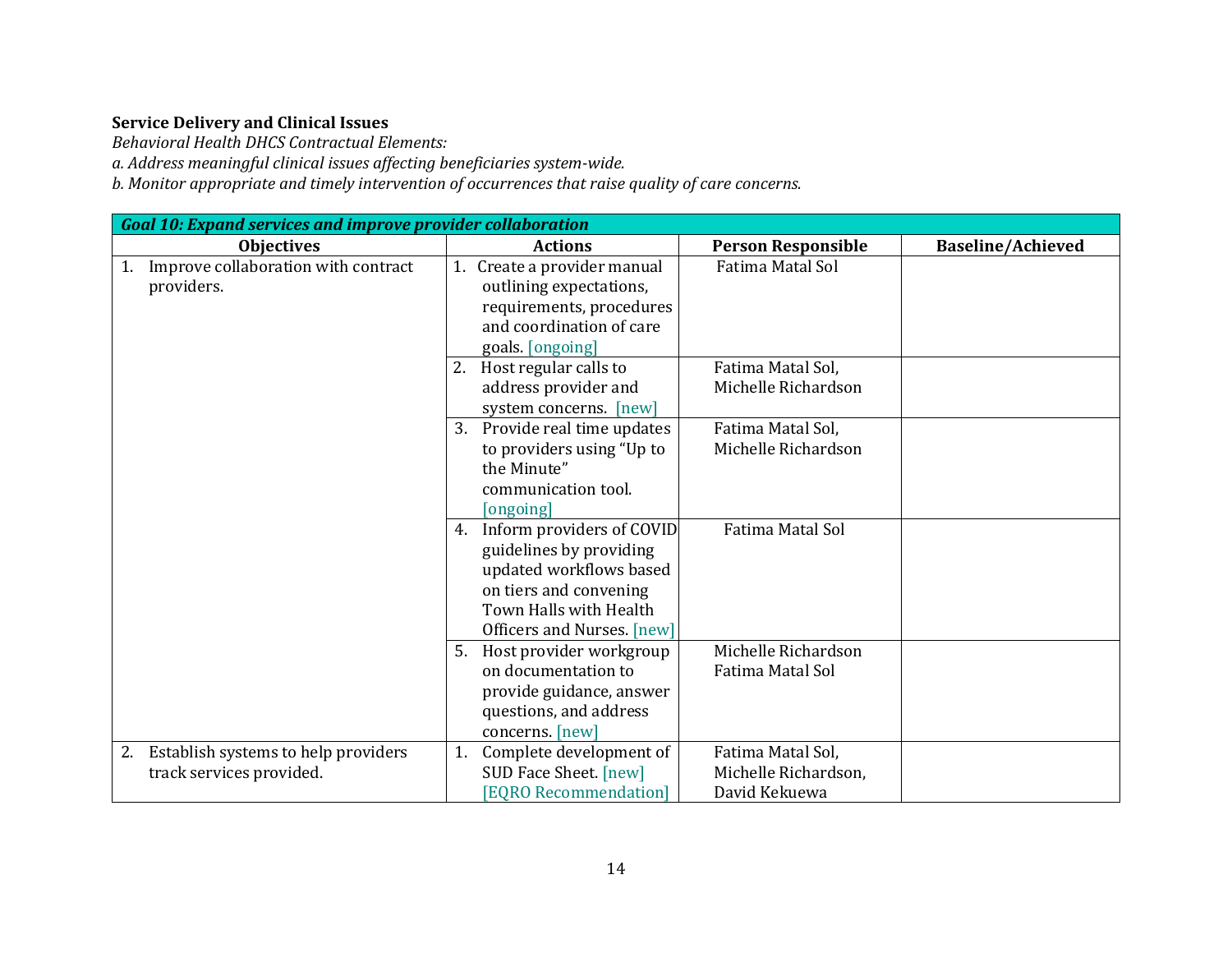**Service Delivery and Clinical Issues**

*Behavioral Health DHCS Contractual Elements:*

*a. Address meaningful clinical issues affecting beneficiaries system-wide.*

*b. Monitor appropriate and timely intervention of occurrences that raise quality of care concerns.*

| ***Goal 10: Expand services and improve provider collaboration*** | | | |
|---|---|---|---|
| **Objectives** | **Actions** | **Person Responsible** | **Baseline/Achieved** |
| 1. Improve collaboration with contract providers. | 1. Create a provider manual outlining expectations, requirements, procedures and coordination of care goals. [ongoing] | Fatima Matal Sol | |
| | 2. Host regular calls to address provider and system concerns. [new] | Fatima Matal Sol, Michelle Richardson | |
| | 3. Provide real time updates to providers using "Up to the Minute" communication tool. [ongoing] | Fatima Matal Sol, Michelle Richardson | |
| | 4. Inform providers of COVID guidelines by providing updated workflows based on tiers and convening Town Halls with Health Officers and Nurses. [new] | Fatima Matal Sol | |
| | 5. Host provider workgroup on documentation to provide guidance, answer questions, and address concerns. [new] | Michelle Richardson Fatima Matal Sol | |
| 2. Establish systems to help providers track services provided. | 1. Complete development of SUD Face Sheet. [new] [EQRO Recommendation] | Fatima Matal Sol, Michelle Richardson, David Kekuewa | |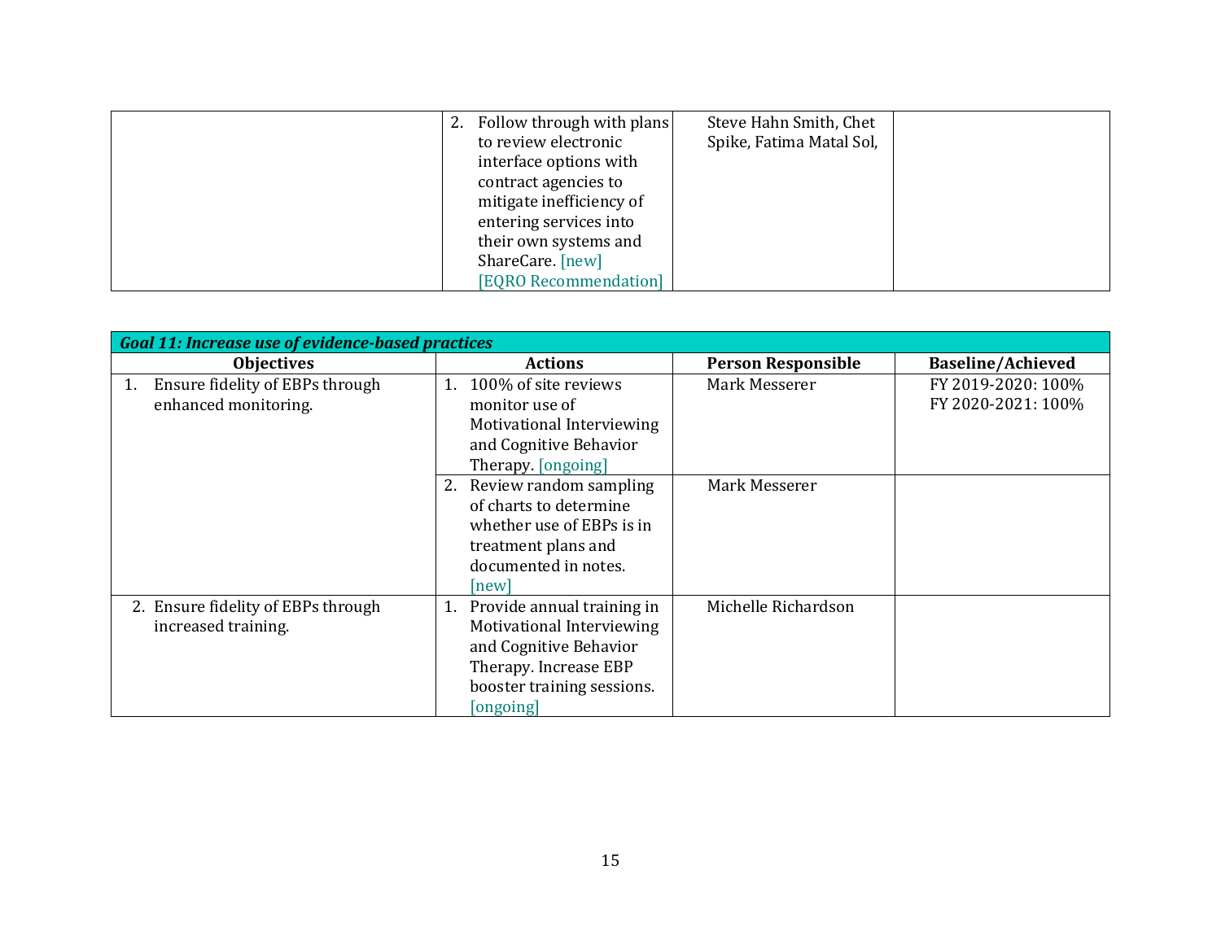| | | | |
|---|---|---|---|
| | 2. Follow through with plans to review electronic interface options with contract agencies to mitigate inefficiency of entering services into their own systems and ShareCare. [new] [EQRO Recommendation] | Steve Hahn Smith, Chet Spike, Fatima Matal Sol, | |

| ***Goal 11: Increase use of evidence-based practices*** | | | |
|---|---|---|---|
| **Objectives** | **Actions** | **Person Responsible** | **Baseline/Achieved** |
| 1. Ensure fidelity of EBPs through enhanced monitoring. | 1. 100% of site reviews monitor use of Motivational Interviewing and Cognitive Behavior Therapy. [ongoing] | Mark Messerer | FY 2019-2020: 100%<br>FY 2020-2021: 100% |
| | 2. Review random sampling of charts to determine whether use of EBPs is in treatment plans and documented in notes. [new] | Mark Messerer | |
| 2. Ensure fidelity of EBPs through increased training. | 1. Provide annual training in Motivational Interviewing and Cognitive Behavior Therapy. Increase EBP booster training sessions. [ongoing] | Michelle Richardson | |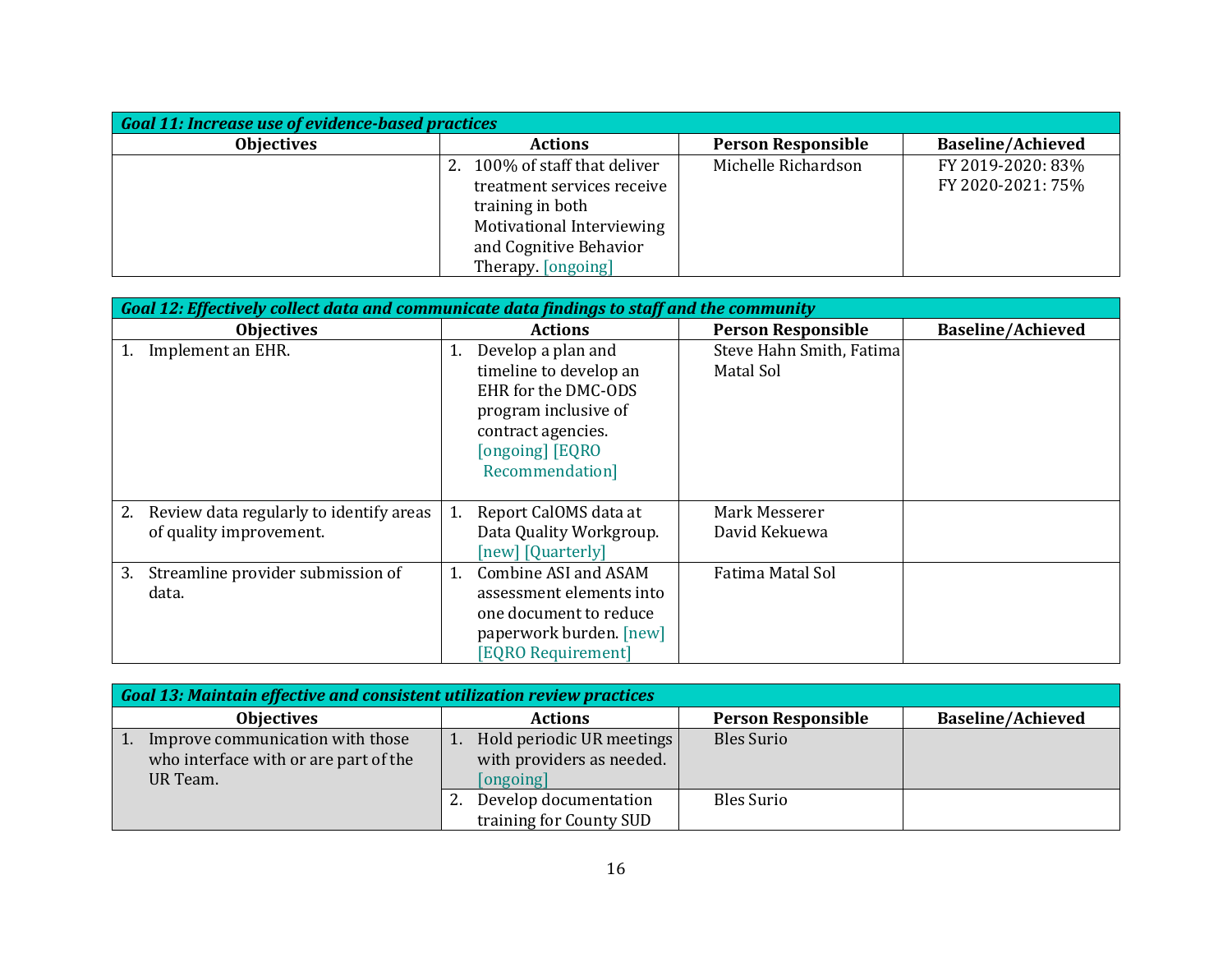| Goal 11: Increase use of evidence-based practices | | | |
|---|---|---|---|
| **Objectives** | **Actions** | **Person Responsible** | **Baseline/Achieved** |
| | 2. 100% of staff that deliver treatment services receive training in both Motivational Interviewing and Cognitive Behavior Therapy. [ongoing] | Michelle Richardson | FY 2019-2020: 83%<br>FY 2020-2021: 75% |

| Goal 12: Effectively collect data and communicate data findings to staff and the community | | | |
|---|---|---|---|
| **Objectives** | **Actions** | **Person Responsible** | **Baseline/Achieved** |
| 1. Implement an EHR. | 1. Develop a plan and timeline to develop an EHR for the DMC-ODS program inclusive of contract agencies. [ongoing] [EQRO Recommendation] | Steve Hahn Smith, Fatima Matal Sol | |
| 2. Review data regularly to identify areas of quality improvement. | 1. Report CalOMS data at Data Quality Workgroup. [new] [Quarterly] | Mark Messerer<br>David Kekuewa | |
| 3. Streamline provider submission of data. | 1. Combine ASI and ASAM assessment elements into one document to reduce paperwork burden. [new] [EQRO Requirement] | Fatima Matal Sol | |

| Goal 13: Maintain effective and consistent utilization review practices | | | |
|---|---|---|---|
| **Objectives** | **Actions** | **Person Responsible** | **Baseline/Achieved** |
| 1. Improve communication with those who interface with or are part of the UR Team. | 1. Hold periodic UR meetings with providers as needed. [ongoing] | Bles Surio | |
| | 2. Develop documentation training for County SUD | Bles Surio | |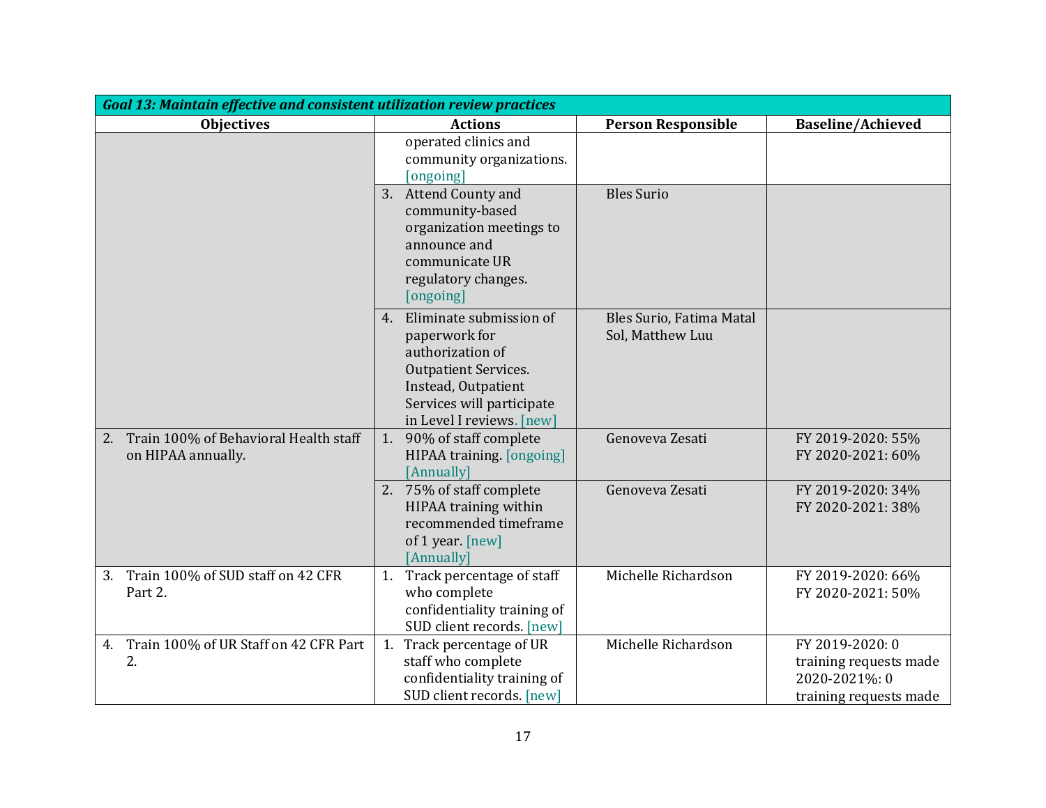| Goal 13: Maintain effective and consistent utilization review practices | | | |
|---|---|---|---|
| **Objectives** | **Actions** | **Person Responsible** | **Baseline/Achieved** |
| | operated clinics and community organizations. [ongoing] | | |
| | 3. Attend County and community-based organization meetings to announce and communicate UR regulatory changes. [ongoing] | Bles Surio | |
| | 4. Eliminate submission of paperwork for authorization of Outpatient Services. Instead, Outpatient Services will participate in Level I reviews. [new] | Bles Surio, Fatima Matal Sol, Matthew Luu | |
| 2. Train 100% of Behavioral Health staff on HIPAA annually. | 1. 90% of staff complete HIPAA training. [ongoing] [Annually] | Genoveva Zesati | FY 2019-2020: 55%<br>FY 2020-2021: 60% |
| | 2. 75% of staff complete HIPAA training within recommended timeframe of 1 year. [new] [Annually] | Genoveva Zesati | FY 2019-2020: 34%<br>FY 2020-2021: 38% |
| 3. Train 100% of SUD staff on 42 CFR Part 2. | 1. Track percentage of staff who complete confidentiality training of SUD client records. [new] | Michelle Richardson | FY 2019-2020: 66%<br>FY 2020-2021: 50% |
| 4. Train 100% of UR Staff on 42 CFR Part 2. | 1. Track percentage of UR staff who complete confidentiality training of SUD client records. [new] | Michelle Richardson | FY 2019-2020: 0 training requests made<br>2020-2021%: 0 training requests made |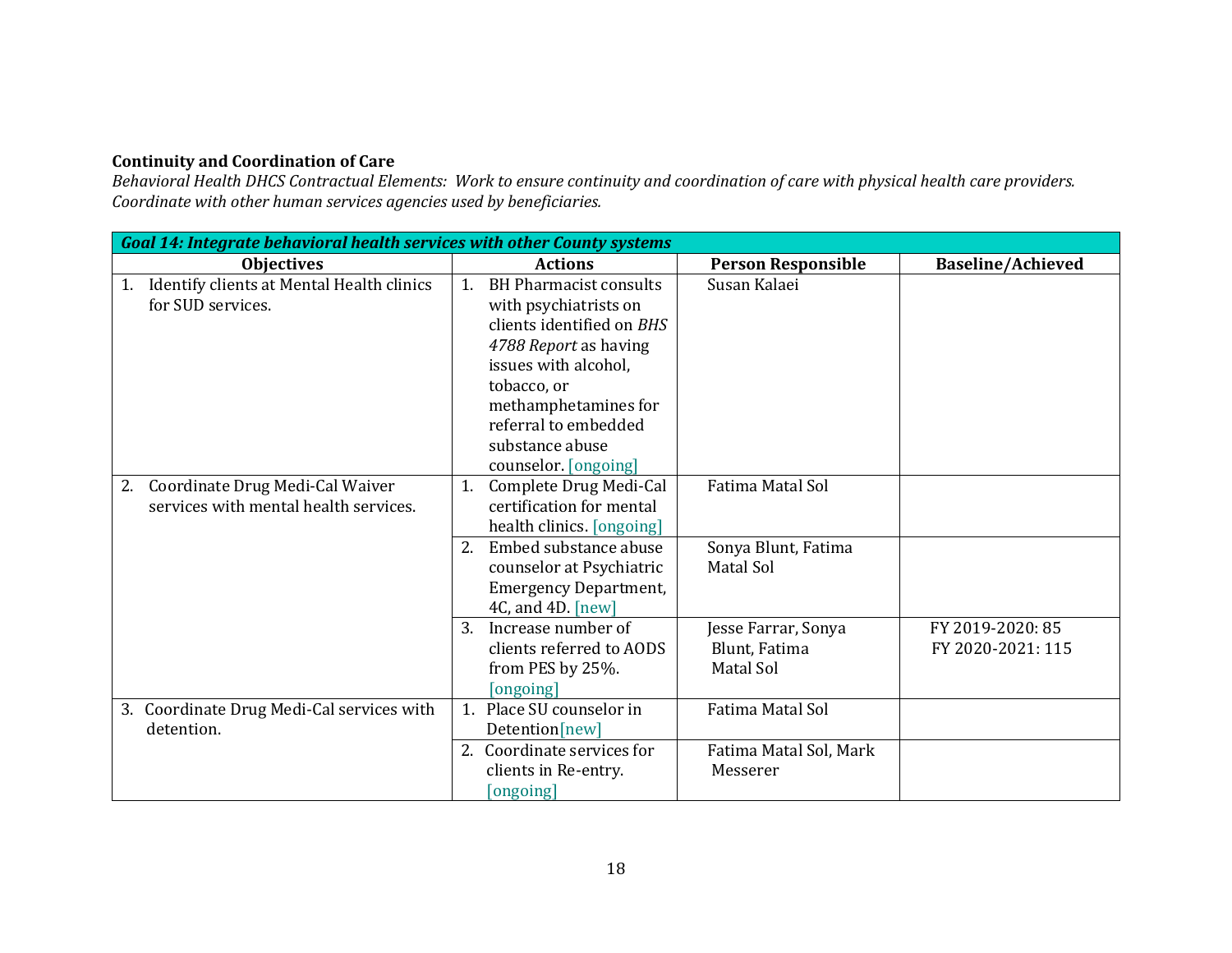**Continuity and Coordination of Care**

*Behavioral Health DHCS Contractual Elements: Work to ensure continuity and coordination of care with physical health care providers. Coordinate with other human services agencies used by beneficiaries.*

| ***Goal 14: Integrate behavioral health services with other County systems*** | | | |
|---|---|---|---|
| **Objectives** | **Actions** | **Person Responsible** | **Baseline/Achieved** |
| 1. Identify clients at Mental Health clinics for SUD services. | 1. BH Pharmacist consults with psychiatrists on clients identified on *BHS 4788 Report* as having issues with alcohol, tobacco, or methamphetamines for referral to embedded substance abuse counselor. [ongoing] | Susan Kalaei | |
| 2. Coordinate Drug Medi-Cal Waiver services with mental health services. | 1. Complete Drug Medi-Cal certification for mental health clinics. [ongoing] | Fatima Matal Sol | |
| | 2. Embed substance abuse counselor at Psychiatric Emergency Department, 4C, and 4D. [new] | Sonya Blunt, Fatima Matal Sol | |
| | 3. Increase number of clients referred to AODS from PES by 25%. [ongoing] | Jesse Farrar, Sonya Blunt, Fatima Matal Sol | FY 2019-2020: 85<br>FY 2020-2021: 115 |
| 3. Coordinate Drug Medi-Cal services with detention. | 1. Place SU counselor in Detention[new] | Fatima Matal Sol | |
| | 2. Coordinate services for clients in Re-entry. [ongoing] | Fatima Matal Sol, Mark Messerer | |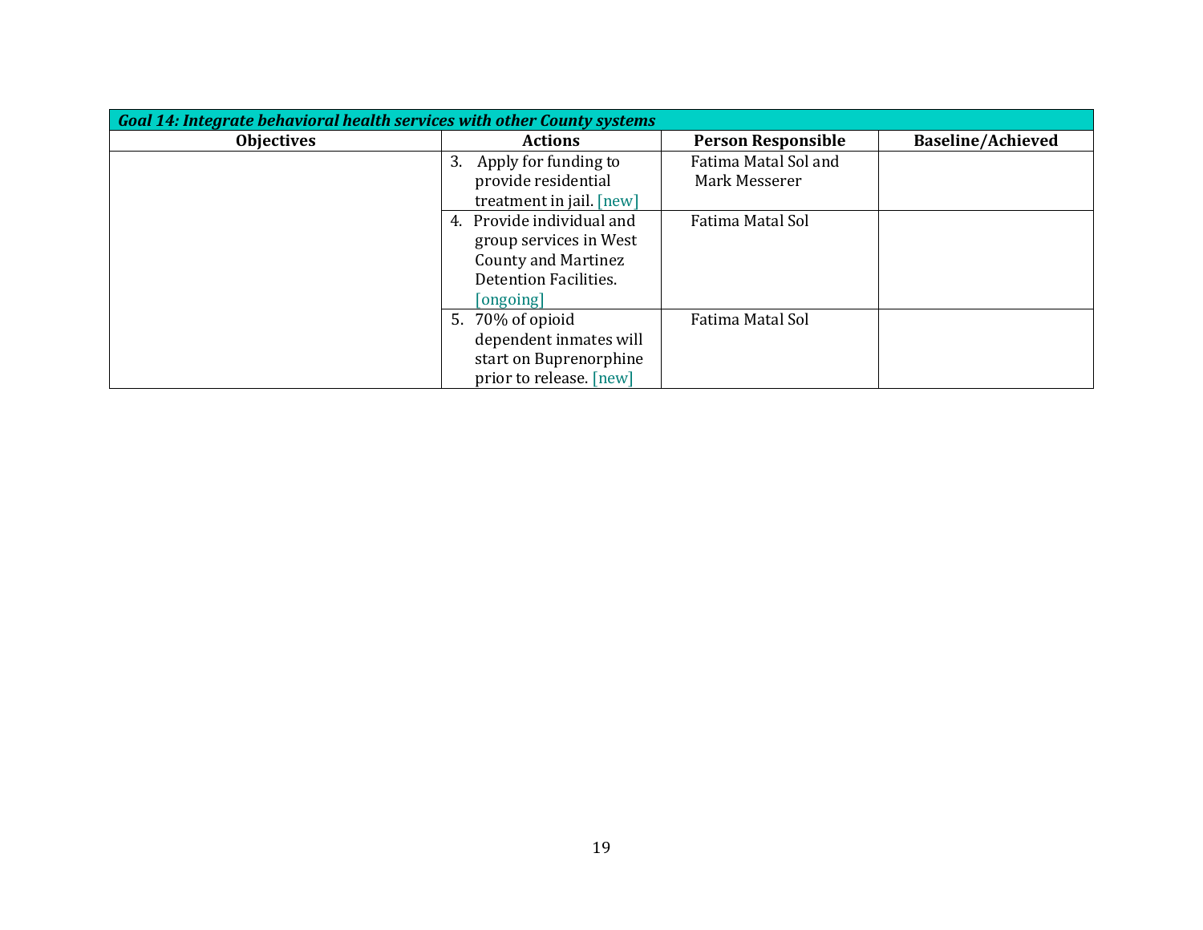| *Goal 14: Integrate behavioral health services with other County systems* | | | |
|---|---|---|---|
| **Objectives** | **Actions** | **Person Responsible** | **Baseline/Achieved** |
| | 3. Apply for funding to provide residential treatment in jail. [new] | Fatima Matal Sol and Mark Messerer | |
| | 4. Provide individual and group services in West County and Martinez Detention Facilities. [ongoing] | Fatima Matal Sol | |
| | 5. 70% of opioid dependent inmates will start on Buprenorphine prior to release. [new] | Fatima Matal Sol | |